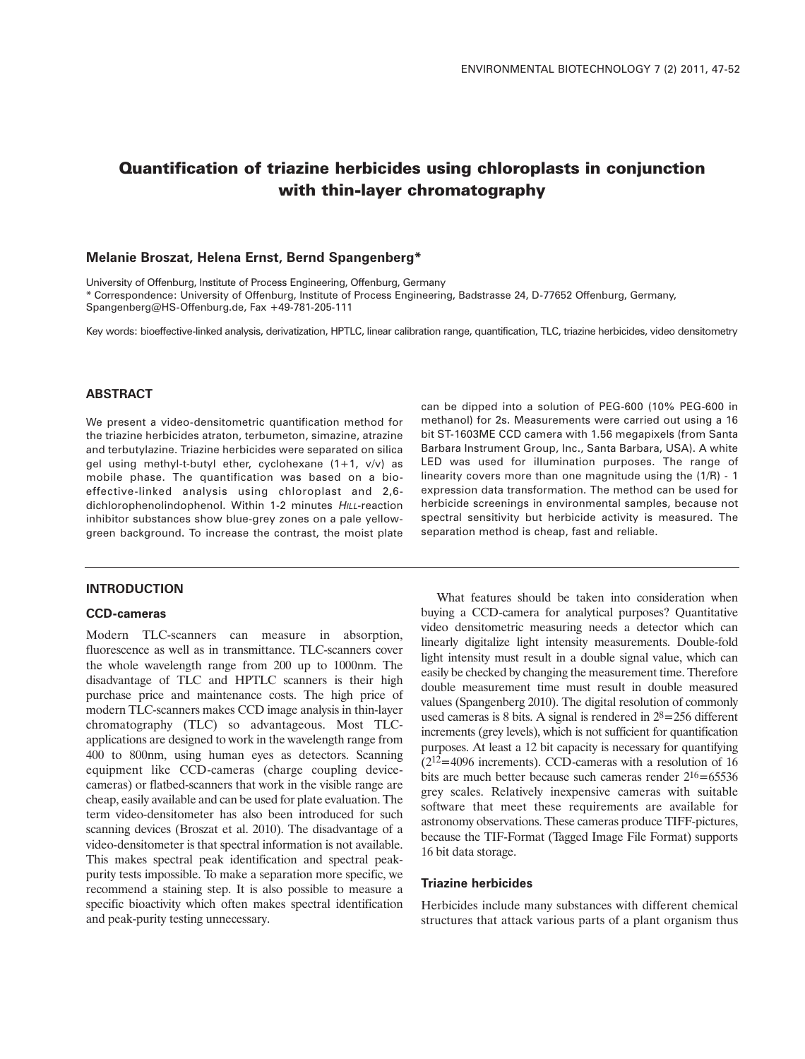# Quantification of triazine herbicides using chloroplasts in conjunction with thin-layer chromatography

**Melanie Broszat, Helena Ernst, Bernd Spangenberg***

University of Offenburg, Institute of Process Engineering, Offenburg, Germany
* Correspondence: University of Offenburg, Institute of Process Engineering, Badstrasse 24, D-77652 Offenburg, Germany, Spangenberg@HS-Offenburg.de, Fax +49-781-205-111

Key words: bioeffective-linked analysis, derivatization, HPTLC, linear calibration range, quantification, TLC, triazine herbicides, video densitometry

## ABSTRACT

We present a video-densitometric quantification method for the triazine herbicides atraton, terbumeton, simazine, atrazine and terbutylazine. Triazine herbicides were separated on silica gel using methyl-t-butyl ether, cyclohexane (1+1, v/v) as mobile phase. The quantification was based on a bio-effective-linked analysis using chloroplast and 2,6-dichlorophenolindophenol. Within 1-2 minutes *HILL*-reaction inhibitor substances show blue-grey zones on a pale yellow-green background. To increase the contrast, the moist plate can be dipped into a solution of PEG-600 (10% PEG-600 in methanol) for 2s. Measurements were carried out using a 16 bit ST-1603ME CCD camera with 1.56 megapixels (from Santa Barbara Instrument Group, Inc., Santa Barbara, USA). A white LED was used for illumination purposes. The range of linearity covers more than one magnitude using the (1/R) - 1 expression data transformation. The method can be used for herbicide screenings in environmental samples, because not spectral sensitivity but herbicide activity is measured. The separation method is cheap, fast and reliable.

## INTRODUCTION

### CCD-cameras

Modern TLC-scanners can measure in absorption, fluorescence as well as in transmittance. TLC-scanners cover the whole wavelength range from 200 up to 1000nm. The disadvantage of TLC and HPTLC scanners is their high purchase price and maintenance costs. The high price of modern TLC-scanners makes CCD image analysis in thin-layer chromatography (TLC) so advantageous. Most TLC-applications are designed to work in the wavelength range from 400 to 800nm, using human eyes as detectors. Scanning equipment like CCD-cameras (charge coupling device-cameras) or flatbed-scanners that work in the visible range are cheap, easily available and can be used for plate evaluation. The term video-densitometer has also been introduced for such scanning devices (Broszat et al. 2010). The disadvantage of a video-densitometer is that spectral information is not available. This makes spectral peak identification and spectral peak-purity tests impossible. To make a separation more specific, we recommend a staining step. It is also possible to measure a specific bioactivity which often makes spectral identification and peak-purity testing unnecessary.

What features should be taken into consideration when buying a CCD-camera for analytical purposes? Quantitative video densitometric measuring needs a detector which can linearly digitalize light intensity measurements. Double-fold light intensity must result in a double signal value, which can easily be checked by changing the measurement time. Therefore double measurement time must result in double measured values (Spangenberg 2010). The digital resolution of commonly used cameras is 8 bits. A signal is rendered in $2^8=256$ different increments (grey levels), which is not sufficient for quantification purposes. At least a 12 bit capacity is necessary for quantifying ($2^{12}=4096$ increments). CCD-cameras with a resolution of 16 bits are much better because such cameras render $2^{16}=65536$ grey scales. Relatively inexpensive cameras with suitable software that meet these requirements are available for astronomy observations. These cameras produce TIFF-pictures, because the TIF-Format (Tagged Image File Format) supports 16 bit data storage.

### Triazine herbicides

Herbicides include many substances with different chemical structures that attack various parts of a plant organism thus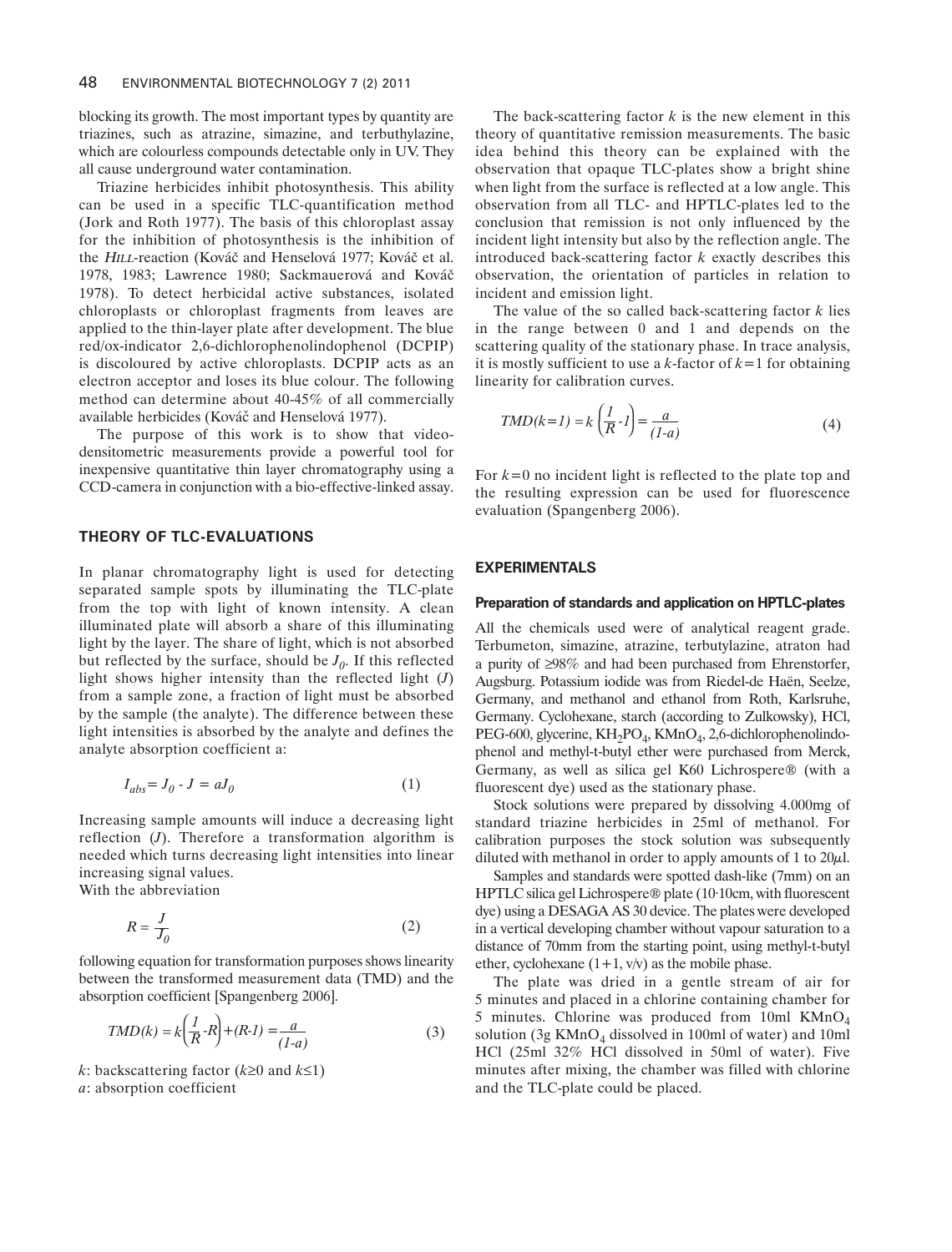blocking its growth. The most important types by quantity are triazines, such as atrazine, simazine, and terbuthylazine, which are colourless compounds detectable only in UV. They all cause underground water contamination.

Triazine herbicides inhibit photosynthesis. This ability can be used in a specific TLC-quantification method (Jork and Roth 1977). The basis of this chloroplast assay for the inhibition of photosynthesis is the inhibition of the *HILL*-reaction (Kováč and Henselová 1977; Kováč et al. 1978, 1983; Lawrence 1980; Sackmauerová and Kováč 1978). To detect herbicidal active substances, isolated chloroplasts or chloroplast fragments from leaves are applied to the thin-layer plate after development. The blue red/ox-indicator 2,6-dichlorophenolindophenol (DCPIP) is discoloured by active chloroplasts. DCPIP acts as an electron acceptor and loses its blue colour. The following method can determine about 40-45% of all commercially available herbicides (Kováč and Henselová 1977).

The purpose of this work is to show that video-densitometric measurements provide a powerful tool for inexpensive quantitative thin layer chromatography using a CCD-camera in conjunction with a bio-effective-linked assay.

## THEORY OF TLC-EVALUATIONS

In planar chromatography light is used for detecting separated sample spots by illuminating the TLC-plate from the top with light of known intensity. A clean illuminated plate will absorb a share of this illuminating light by the layer. The share of light, which is not absorbed but reflected by the surface, should be $J_0$. If this reflected light shows higher intensity than the reflected light ($J$) from a sample zone, a fraction of light must be absorbed by the sample (the analyte). The difference between these light intensities is absorbed by the analyte and defines the analyte absorption coefficient a:

$$I_{abs} = J_0 - J = aJ_0 \tag{1}$$

Increasing sample amounts will induce a decreasing light reflection ($J$). Therefore a transformation algorithm is needed which turns decreasing light intensities into linear increasing signal values.
With the abbreviation

$$R = \frac{J}{J_0} \tag{2}$$

following equation for transformation purposes shows linearity between the transformed measurement data (TMD) and the absorption coefficient [Spangenberg 2006].

$$TMD(k) = k\left(\frac{1}{R} - R\right) + (R - 1) = \frac{a}{(1-a)} \tag{3}$$

$k$: backscattering factor ($k \geq 0$ and $k \leq 1$)
$a$: absorption coefficient

The back-scattering factor $k$ is the new element in this theory of quantitative remission measurements. The basic idea behind this theory can be explained with the observation that opaque TLC-plates show a bright shine when light from the surface is reflected at a low angle. This observation from all TLC- and HPTLC-plates led to the conclusion that remission is not only influenced by the incident light intensity but also by the reflection angle. The introduced back-scattering factor $k$ exactly describes this observation, the orientation of particles in relation to incident and emission light.

The value of the so called back-scattering factor $k$ lies in the range between 0 and 1 and depends on the scattering quality of the stationary phase. In trace analysis, it is mostly sufficient to use a $k$-factor of $k=1$ for obtaining linearity for calibration curves.

$$TMD(k=1) = k\left(\frac{1}{R} - 1\right) = \frac{a}{(1-a)} \tag{4}$$

For $k=0$ no incident light is reflected to the plate top and the resulting expression can be used for fluorescence evaluation (Spangenberg 2006).

## EXPERIMENTALS

### Preparation of standards and application on HPTLC-plates

All the chemicals used were of analytical reagent grade. Terbumeton, simazine, atrazine, terbutylazine, atraton had a purity of ≥98% and had been purchased from Ehrenstorfer, Augsburg. Potassium iodide was from Riedel-de Haën, Seelze, Germany, and methanol and ethanol from Roth, Karlsruhe, Germany. Cyclohexane, starch (according to Zulkowsky), HCl, PEG-600, glycerine, $KH_2PO_4$, $KMnO_4$, 2,6-dichlorophenolindophenol and methyl-t-butyl ether were purchased from Merck, Germany, as well as silica gel K60 Lichrospere® (with a fluorescent dye) used as the stationary phase.

Stock solutions were prepared by dissolving 4.000mg of standard triazine herbicides in 25ml of methanol. For calibration purposes the stock solution was subsequently diluted with methanol in order to apply amounts of 1 to 20µl.

Samples and standards were spotted dash-like (7mm) on an HPTLC silica gel Lichrospere® plate (10·10cm, with fluorescent dye) using a DESAGA AS 30 device. The plates were developed in a vertical developing chamber without vapour saturation to a distance of 70mm from the starting point, using methyl-t-butyl ether, cyclohexane (1+1, v/v) as the mobile phase.

The plate was dried in a gentle stream of air for 5 minutes and placed in a chlorine containing chamber for 5 minutes. Chlorine was produced from 10ml $KMnO_4$ solution (3g $KMnO_4$ dissolved in 100ml of water) and 10ml HCl (25ml 32% HCl dissolved in 50ml of water). Five minutes after mixing, the chamber was filled with chlorine and the TLC-plate could be placed.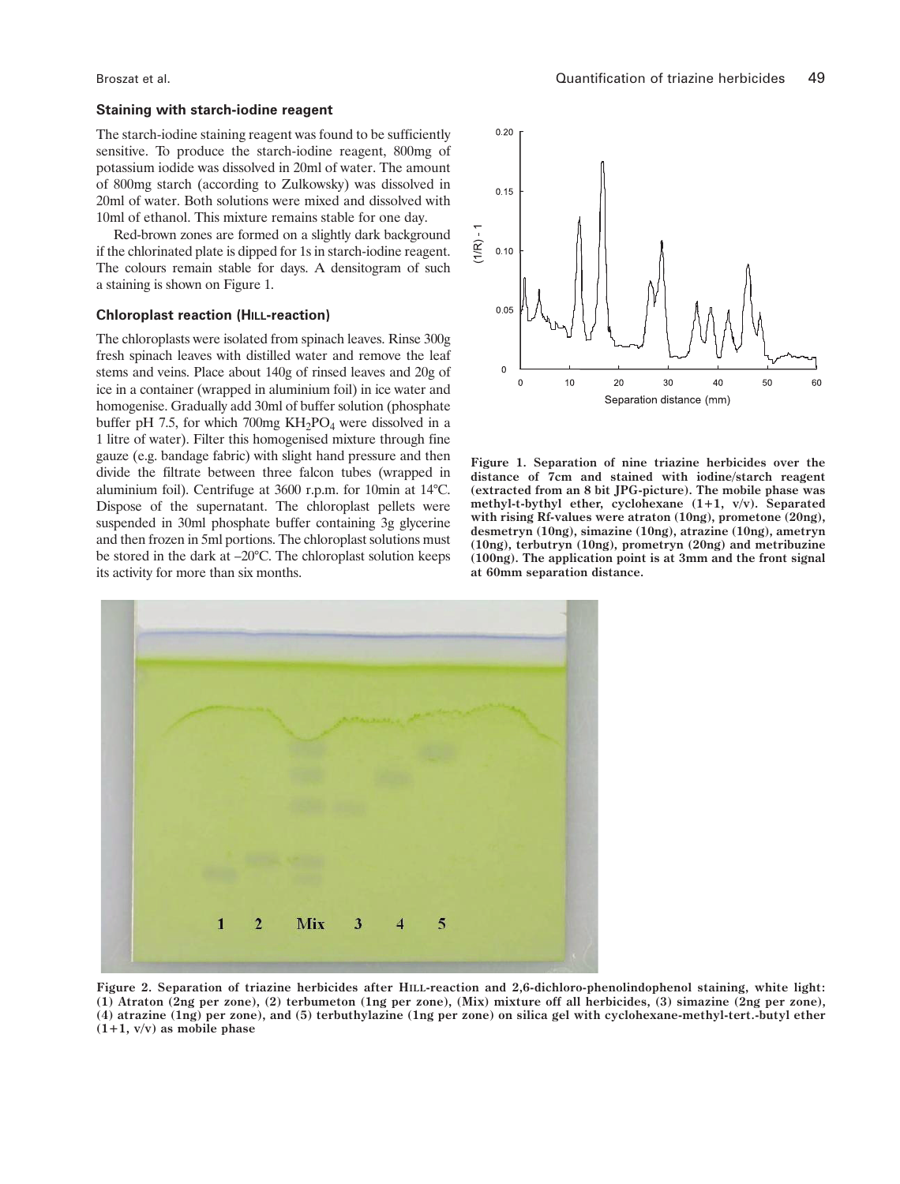### Staining with starch-iodine reagent

The starch-iodine staining reagent was found to be sufficiently sensitive. To produce the starch-iodine reagent, 800mg of potassium iodide was dissolved in 20ml of water. The amount of 800mg starch (according to Zulkowsky) was dissolved in 20ml of water. Both solutions were mixed and dissolved with 10ml of ethanol. This mixture remains stable for one day.

Red-brown zones are formed on a slightly dark background if the chlorinated plate is dipped for 1s in starch-iodine reagent. The colours remain stable for days. A densitogram of such a staining is shown on Figure 1.

### Chloroplast reaction (HILL-reaction)

The chloroplasts were isolated from spinach leaves. Rinse 300g fresh spinach leaves with distilled water and remove the leaf stems and veins. Place about 140g of rinsed leaves and 20g of ice in a container (wrapped in aluminium foil) in ice water and homogenise. Gradually add 30ml of buffer solution (phosphate buffer pH 7.5, for which 700mg $KH_2PO_4$ were dissolved in a 1 litre of water). Filter this homogenised mixture through fine gauze (e.g. bandage fabric) with slight hand pressure and then divide the filtrate between three falcon tubes (wrapped in aluminium foil). Centrifuge at 3600 r.p.m. for 10min at 14°C. Dispose of the supernatant. The chloroplast pellets were suspended in 30ml phosphate buffer containing 3g glycerine and then frozen in 5ml portions. The chloroplast solutions must be stored in the dark at –20°C. The chloroplast solution keeps its activity for more than six months.

**Figure 1. Separation of nine triazine herbicides over the distance of 7cm and stained with iodine/starch reagent (extracted from an 8 bit JPG-picture). The mobile phase was methyl-t-bythyl ether, cyclohexane (1+1, v/v). Separated with rising Rf-values were atraton (10ng), prometone (20ng), desmetryn (10ng), simazine (10ng), atrazine (10ng), ametryn (10ng), terbutryn (10ng), prometryn (20ng) and metribuzine (100ng). The application point is at 3mm and the front signal at 60mm separation distance.**

**Figure 2. Separation of triazine herbicides after HILL-reaction and 2,6-dichloro-phenolindophenol staining, white light: (1) Atraton (2ng per zone), (2) terbumeton (1ng per zone), (Mix) mixture off all herbicides, (3) simazine (2ng per zone), (4) atrazine (1ng) per zone), and (5) terbuthylazine (1ng per zone) on silica gel with cyclohexane-methyl-tert.-butyl ether (1+1, v/v) as mobile phase**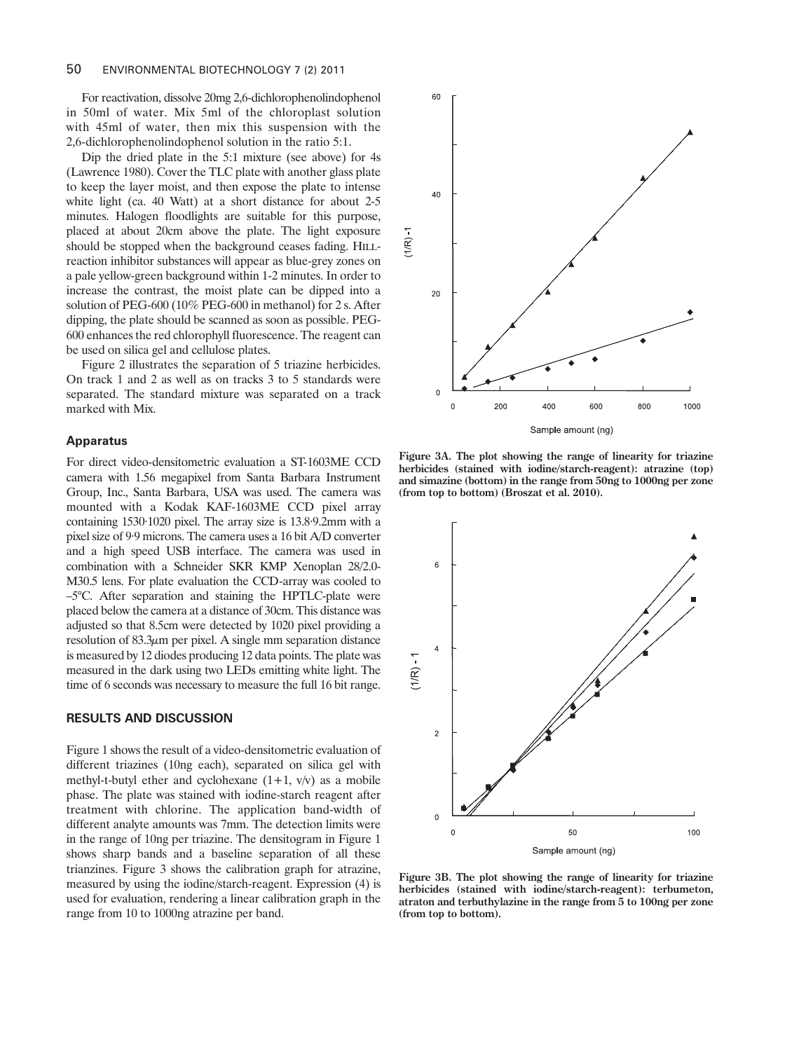For reactivation, dissolve 20mg 2,6-dichlorophenolindophenol in 50ml of water. Mix 5ml of the chloroplast solution with 45ml of water, then mix this suspension with the 2,6-dichlorophenolindophenol solution in the ratio 5:1.

Dip the dried plate in the 5:1 mixture (see above) for 4s (Lawrence 1980). Cover the TLC plate with another glass plate to keep the layer moist, and then expose the plate to intense white light (ca. 40 Watt) at a short distance for about 2-5 minutes. Halogen floodlights are suitable for this purpose, placed at about 20cm above the plate. The light exposure should be stopped when the background ceases fading. HILL-reaction inhibitor substances will appear as blue-grey zones on a pale yellow-green background within 1-2 minutes. In order to increase the contrast, the moist plate can be dipped into a solution of PEG-600 (10% PEG-600 in methanol) for 2 s. After dipping, the plate should be scanned as soon as possible. PEG-600 enhances the red chlorophyll fluorescence. The reagent can be used on silica gel and cellulose plates.

Figure 2 illustrates the separation of 5 triazine herbicides. On track 1 and 2 as well as on tracks 3 to 5 standards were separated. The standard mixture was separated on a track marked with Mix.

### Apparatus

For direct video-densitometric evaluation a ST-1603ME CCD camera with 1.56 megapixel from Santa Barbara Instrument Group, Inc., Santa Barbara, USA was used. The camera was mounted with a Kodak KAF-1603ME CCD pixel array containing 1530·1020 pixel. The array size is 13.8·9.2mm with a pixel size of 9·9 microns. The camera uses a 16 bit A/D converter and a high speed USB interface. The camera was used in combination with a Schneider SKR KMP Xenoplan 28/2.0-M30.5 lens. For plate evaluation the CCD-array was cooled to –5°C. After separation and staining the HPTLC-plate were placed below the camera at a distance of 30cm. This distance was adjusted so that 8.5cm were detected by 1020 pixel providing a resolution of 83.3µm per pixel. A single mm separation distance is measured by 12 diodes producing 12 data points. The plate was measured in the dark using two LEDs emitting white light. The time of 6 seconds was necessary to measure the full 16 bit range.

## RESULTS AND DISCUSSION

Figure 1 shows the result of a video-densitometric evaluation of different triazines (10ng each), separated on silica gel with methyl-t-butyl ether and cyclohexane (1+1, v/v) as a mobile phase. The plate was stained with iodine-starch reagent after treatment with chlorine. The application band-width of different analyte amounts was 7mm. The detection limits were in the range of 10ng per triazine. The densitogram in Figure 1 shows sharp bands and a baseline separation of all these trianzines. Figure 3 shows the calibration graph for atrazine, measured by using the iodine/starch-reagent. Expression (4) is used for evaluation, rendering a linear calibration graph in the range from 10 to 1000ng atrazine per band.

**Figure 3A. The plot showing the range of linearity for triazine herbicides (stained with iodine/starch-reagent): atrazine (top) and simazine (bottom) in the range from 50ng to 1000ng per zone (from top to bottom) (Broszat et al. 2010).**

**Figure 3B. The plot showing the range of linearity for triazine herbicides (stained with iodine/starch-reagent): terbumeton, atraton and terbuthylazine in the range from 5 to 100ng per zone (from top to bottom).**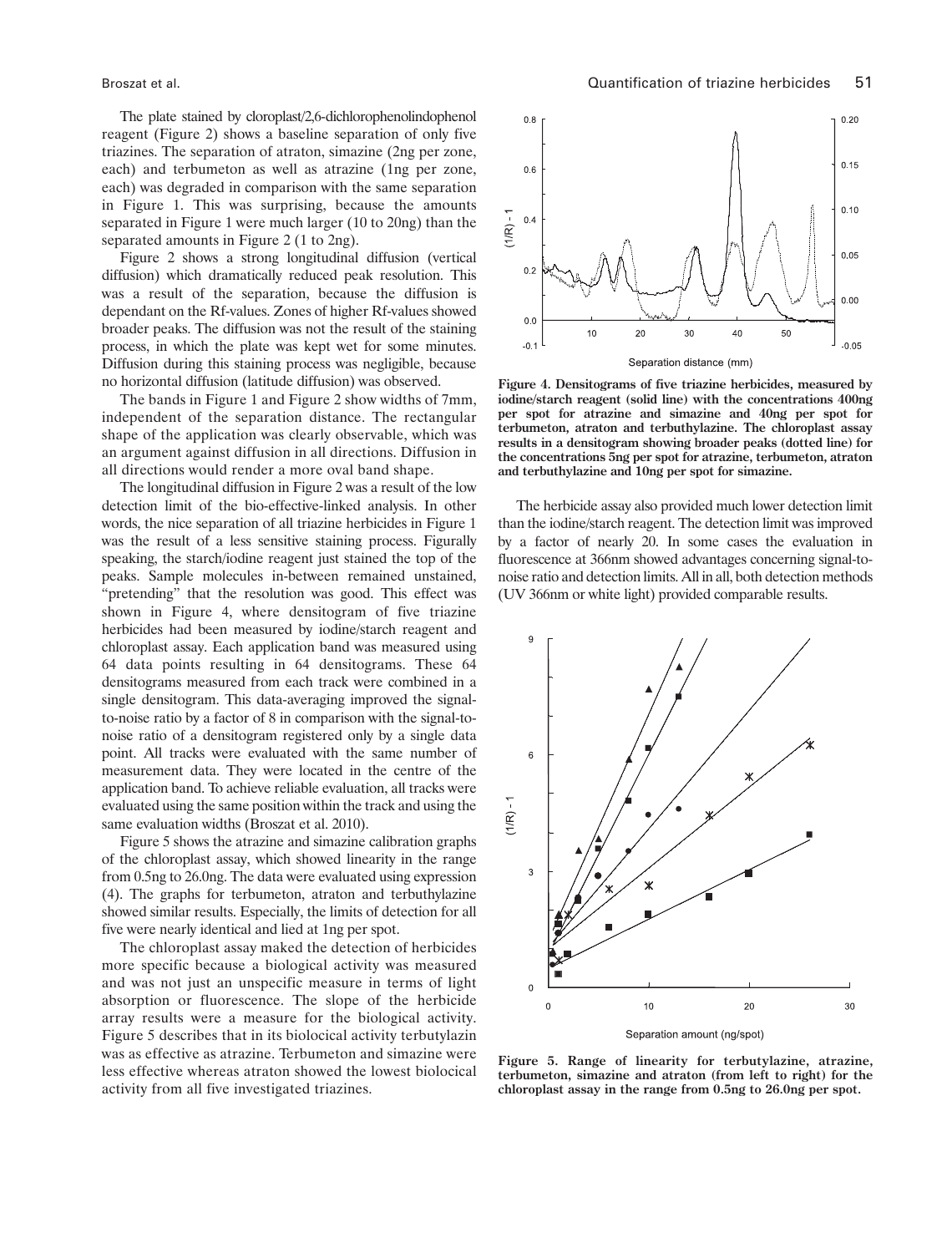The plate stained by cloroplast/2,6-dichlorophenolindophenol reagent (Figure 2) shows a baseline separation of only five triazines. The separation of atraton, simazine (2ng per zone, each) and terbumeton as well as atrazine (1ng per zone, each) was degraded in comparison with the same separation in Figure 1. This was surprising, because the amounts separated in Figure 1 were much larger (10 to 20ng) than the separated amounts in Figure 2 (1 to 2ng).

Figure 2 shows a strong longitudinal diffusion (vertical diffusion) which dramatically reduced peak resolution. This was a result of the separation, because the diffusion is dependant on the Rf-values. Zones of higher Rf-values showed broader peaks. The diffusion was not the result of the staining process, in which the plate was kept wet for some minutes. Diffusion during this staining process was negligible, because no horizontal diffusion (latitude diffusion) was observed.

The bands in Figure 1 and Figure 2 show widths of 7mm, independent of the separation distance. The rectangular shape of the application was clearly observable, which was an argument against diffusion in all directions. Diffusion in all directions would render a more oval band shape.

The longitudinal diffusion in Figure 2 was a result of the low detection limit of the bio-effective-linked analysis. In other words, the nice separation of all triazine herbicides in Figure 1 was the result of a less sensitive staining process. Figurally speaking, the starch/iodine reagent just stained the top of the peaks. Sample molecules in-between remained unstained, "pretending" that the resolution was good. This effect was shown in Figure 4, where densitogram of five triazine herbicides had been measured by iodine/starch reagent and chloroplast assay. Each application band was measured using 64 data points resulting in 64 densitograms. These 64 densitograms measured from each track were combined in a single densitogram. This data-averaging improved the signal-to-noise ratio by a factor of 8 in comparison with the signal-to-noise ratio of a densitogram registered only by a single data point. All tracks were evaluated with the same number of measurement data. They were located in the centre of the application band. To achieve reliable evaluation, all tracks were evaluated using the same position within the track and using the same evaluation widths (Broszat et al. 2010).

Figure 5 shows the atrazine and simazine calibration graphs of the chloroplast assay, which showed linearity in the range from 0.5ng to 26.0ng. The data were evaluated using expression (4). The graphs for terbumeton, atraton and terbuthylazine showed similar results. Especially, the limits of detection for all five were nearly identical and lied at 1ng per spot.

The chloroplast assay maked the detection of herbicides more specific because a biological activity was measured and was not just an unspecific measure in terms of light absorption or fluorescence. The slope of the herbicide array results were a measure for the biological activity. Figure 5 describes that in its biolocical activity terbutylazin was as effective as atrazine. Terbumeton and simazine were less effective whereas atraton showed the lowest biolocical activity from all five investigated triazines.

**Figure 4. Densitograms of five triazine herbicides, measured by iodine/starch reagent (solid line) with the concentrations 400ng per spot for atrazine and simazine and 40ng per spot for terbumeton, atraton and terbuthylazine. The chloroplast assay results in a densitogram showing broader peaks (dotted line) for the concentrations 5ng per spot for atrazine, terbumeton, atraton and terbuthylazine and 10ng per spot for simazine.**

The herbicide assay also provided much lower detection limit than the iodine/starch reagent. The detection limit was improved by a factor of nearly 20. In some cases the evaluation in fluorescence at 366nm showed advantages concerning signal-to-noise ratio and detection limits. All in all, both detection methods (UV 366nm or white light) provided comparable results.

**Figure 5. Range of linearity for terbutylazine, atrazine, terbumeton, simazine and atraton (from left to right) for the chloroplast assay in the range from 0.5ng to 26.0ng per spot.**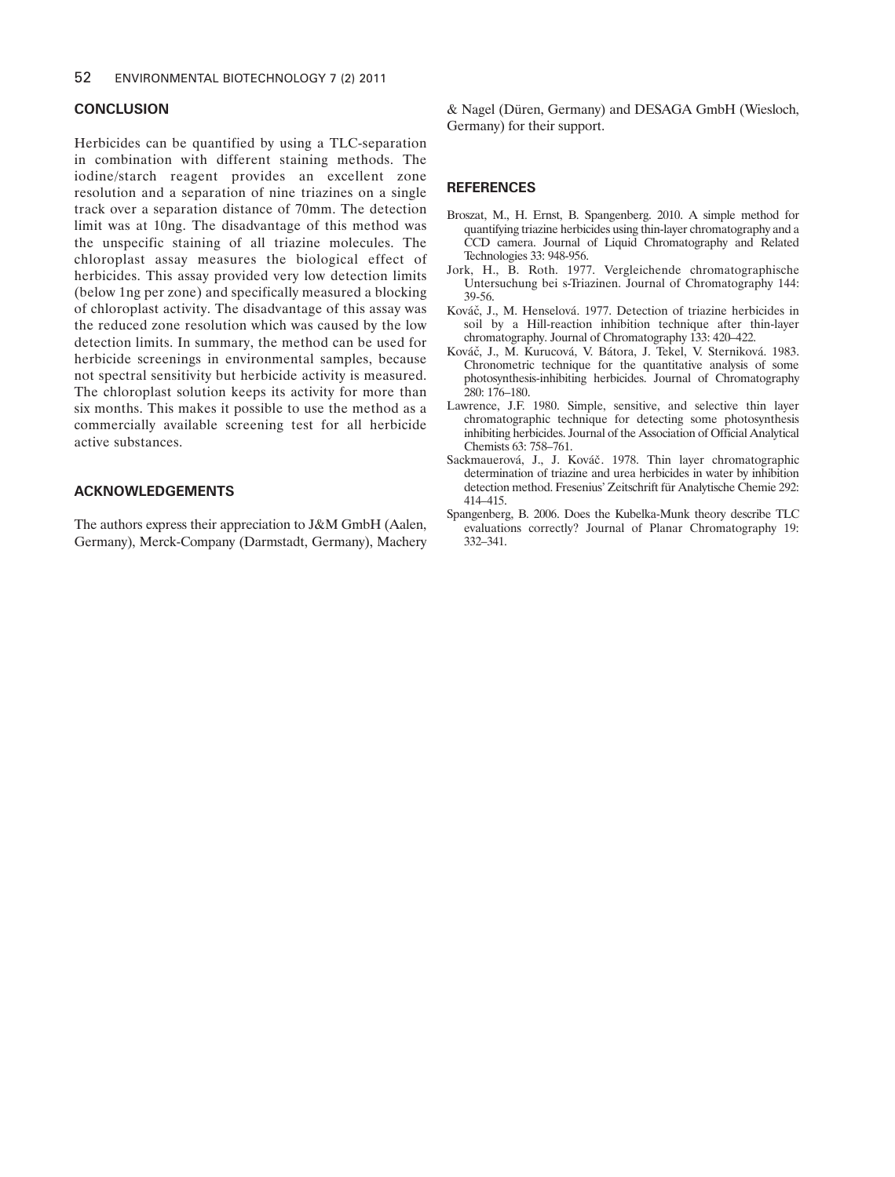## CONCLUSION

Herbicides can be quantified by using a TLC-separation in combination with different staining methods. The iodine/starch reagent provides an excellent zone resolution and a separation of nine triazines on a single track over a separation distance of 70mm. The detection limit was at 10ng. The disadvantage of this method was the unspecific staining of all triazine molecules. The chloroplast assay measures the biological effect of herbicides. This assay provided very low detection limits (below 1ng per zone) and specifically measured a blocking of chloroplast activity. The disadvantage of this assay was the reduced zone resolution which was caused by the low detection limits. In summary, the method can be used for herbicide screenings in environmental samples, because not spectral sensitivity but herbicide activity is measured. The chloroplast solution keeps its activity for more than six months. This makes it possible to use the method as a commercially available screening test for all herbicide active substances.

## ACKNOWLEDGEMENTS

The authors express their appreciation to J&M GmbH (Aalen, Germany), Merck-Company (Darmstadt, Germany), Machery & Nagel (Düren, Germany) and DESAGA GmbH (Wiesloch, Germany) for their support.

## REFERENCES

Broszat, M., H. Ernst, B. Spangenberg. 2010. A simple method for quantifying triazine herbicides using thin-layer chromatography and a CCD camera. Journal of Liquid Chromatography and Related Technologies 33: 948-956.

Jork, H., B. Roth. 1977. Vergleichende chromatographische Untersuchung bei s-Triazinen. Journal of Chromatography 144: 39-56.

Kováč, J., M. Henselová. 1977. Detection of triazine herbicides in soil by a Hill-reaction inhibition technique after thin-layer chromatography. Journal of Chromatography 133: 420–422.

Kováč, J., M. Kurucová, V. Bátora, J. Tekel, V. Sterniková. 1983. Chronometric technique for the quantitative analysis of some photosynthesis-inhibiting herbicides. Journal of Chromatography 280: 176–180.

Lawrence, J.F. 1980. Simple, sensitive, and selective thin layer chromatographic technique for detecting some photosynthesis inhibiting herbicides. Journal of the Association of Official Analytical Chemists 63: 758–761.

Sackmauerová, J., J. Kováč. 1978. Thin layer chromatographic determination of triazine and urea herbicides in water by inhibition detection method. Fresenius' Zeitschrift für Analytische Chemie 292: 414–415.

Spangenberg, B. 2006. Does the Kubelka-Munk theory describe TLC evaluations correctly? Journal of Planar Chromatography 19: 332–341.